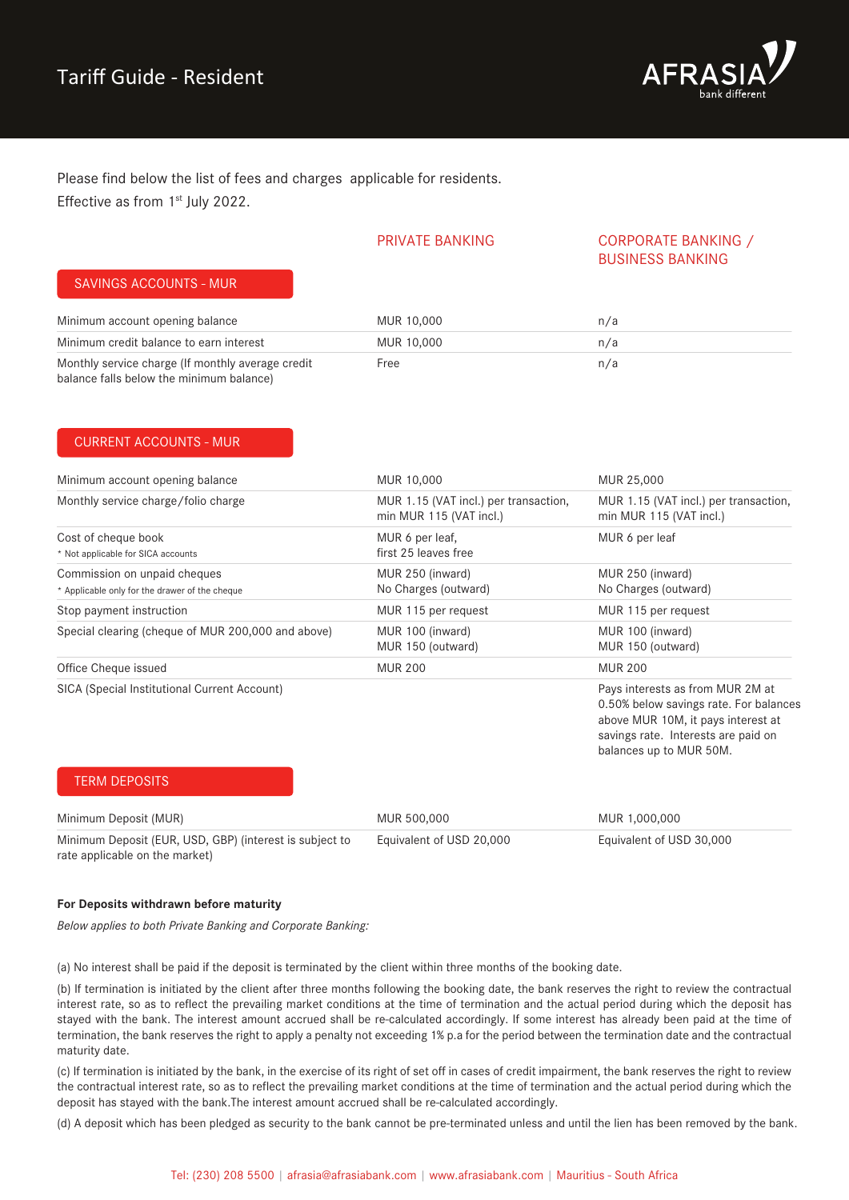# Tariff Guide - Resident

Please find below the list of fees and charges applicable for residents.
Effective as from 1st July 2022.

## SAVINGS ACCOUNTS - MUR

| | PRIVATE BANKING | CORPORATE BANKING / BUSINESS BANKING |
|---|---|---|
| Minimum account opening balance | MUR 10,000 | n/a |
| Minimum credit balance to earn interest | MUR 10,000 | n/a |
| Monthly service charge (If monthly average credit balance falls below the minimum balance) | Free | n/a |

## CURRENT ACCOUNTS - MUR

| | PRIVATE BANKING | CORPORATE BANKING / BUSINESS BANKING |
|---|---|---|
| Minimum account opening balance | MUR 10,000 | MUR 25,000 |
| Monthly service charge/folio charge | MUR 1.15 (VAT incl.) per transaction, min MUR 115 (VAT incl.) | MUR 1.15 (VAT incl.) per transaction, min MUR 115 (VAT incl.) |
| Cost of cheque book<br>* Not applicable for SICA accounts | MUR 6 per leaf, first 25 leaves free | MUR 6 per leaf |
| Commission on unpaid cheques<br>* Applicable only for the drawer of the cheque | MUR 250 (inward)<br>No Charges (outward) | MUR 250 (inward)<br>No Charges (outward) |
| Stop payment instruction | MUR 115 per request | MUR 115 per request |
| Special clearing (cheque of MUR 200,000 and above) | MUR 100 (inward)<br>MUR 150 (outward) | MUR 100 (inward)<br>MUR 150 (outward) |
| Office Cheque issued | MUR 200 | MUR 200 |
| SICA (Special Institutional Current Account) | | Pays interests as from MUR 2M at 0.50% below savings rate. For balances above MUR 10M, it pays interest at savings rate. Interests are paid on balances up to MUR 50M. |

## TERM DEPOSITS

| | PRIVATE BANKING | CORPORATE BANKING / BUSINESS BANKING |
|---|---|---|
| Minimum Deposit (MUR) | MUR 500,000 | MUR 1,000,000 |
| Minimum Deposit (EUR, USD, GBP) (interest is subject to rate applicable on the market) | Equivalent of USD 20,000 | Equivalent of USD 30,000 |

**For Deposits withdrawn before maturity**

*Below applies to both Private Banking and Corporate Banking:*

(a) No interest shall be paid if the deposit is terminated by the client within three months of the booking date.

(b) If termination is initiated by the client after three months following the booking date, the bank reserves the right to review the contractual interest rate, so as to reflect the prevailing market conditions at the time of termination and the actual period during which the deposit has stayed with the bank. The interest amount accrued shall be re-calculated accordingly. If some interest has already been paid at the time of termination, the bank reserves the right to apply a penalty not exceeding 1% p.a for the period between the termination date and the contractual maturity date.

(c) If termination is initiated by the bank, in the exercise of its right of set off in cases of credit impairment, the bank reserves the right to review the contractual interest rate, so as to reflect the prevailing market conditions at the time of termination and the actual period during which the deposit has stayed with the bank.The interest amount accrued shall be re-calculated accordingly.

(d) A deposit which has been pledged as security to the bank cannot be pre-terminated unless and until the lien has been removed by the bank.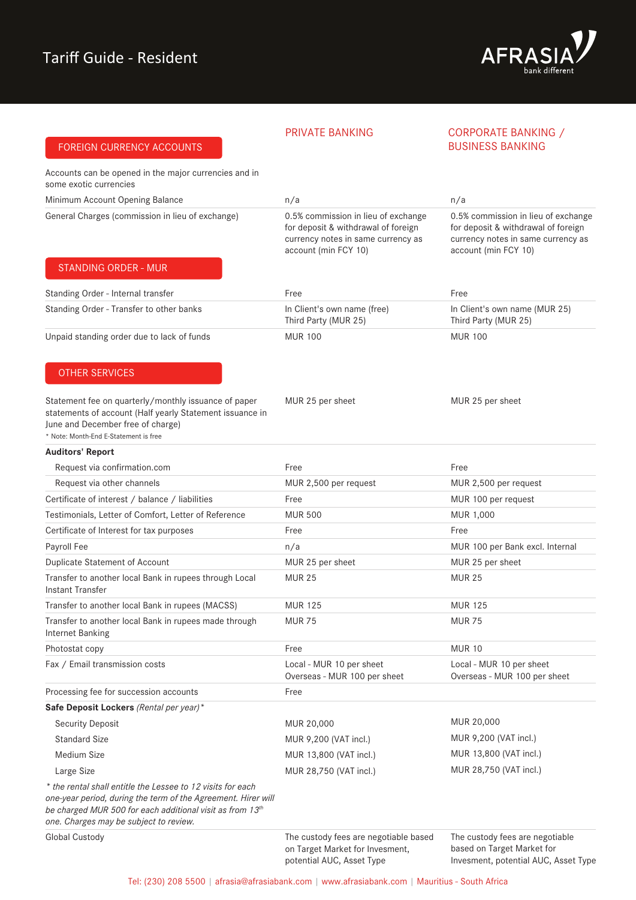# Tariff Guide - Resident

| FOREIGN CURRENCY ACCOUNTS | PRIVATE BANKING | CORPORATE BANKING / BUSINESS BANKING |
|---|---|---|
| Accounts can be opened in the major currencies and in some exotic currencies | | |
| Minimum Account Opening Balance | n/a | n/a |
| General Charges (commission in lieu of exchange) | 0.5% commission in lieu of exchange for deposit & withdrawal of foreign currency notes in same currency as account (min FCY 10) | 0.5% commission in lieu of exchange for deposit & withdrawal of foreign currency notes in same currency as account (min FCY 10) |

| STANDING ORDER - MUR | PRIVATE BANKING | CORPORATE BANKING / BUSINESS BANKING |
|---|---|---|
| Standing Order - Internal transfer | Free | Free |
| Standing Order - Transfer to other banks | In Client's own name (free)<br>Third Party (MUR 25) | In Client's own name (MUR 25)<br>Third Party (MUR 25) |
| Unpaid standing order due to lack of funds | MUR 100 | MUR 100 |

| OTHER SERVICES | PRIVATE BANKING | CORPORATE BANKING / BUSINESS BANKING |
|---|---|---|
| Statement fee on quarterly/monthly issuance of paper statements of account (Half yearly Statement issuance in June and December free of charge)<br>* Note: Month-End E-Statement is free | MUR 25 per sheet | MUR 25 per sheet |
| **Auditors' Report** | | |
| Request via confirmation.com | Free | Free |
| Request via other channels | MUR 2,500 per request | MUR 2,500 per request |
| Certificate of interest / balance / liabilities | Free | MUR 100 per request |
| Testimonials, Letter of Comfort, Letter of Reference | MUR 500 | MUR 1,000 |
| Certificate of Interest for tax purposes | Free | Free |
| Payroll Fee | n/a | MUR 100 per Bank excl. Internal |
| Duplicate Statement of Account | MUR 25 per sheet | MUR 25 per sheet |
| Transfer to another local Bank in rupees through Local Instant Transfer | MUR 25 | MUR 25 |
| Transfer to another local Bank in rupees (MACSS) | MUR 125 | MUR 125 |
| Transfer to another local Bank in rupees made through Internet Banking | MUR 75 | MUR 75 |
| Photostat copy | Free | MUR 10 |
| Fax / Email transmission costs | Local - MUR 10 per sheet<br>Overseas - MUR 100 per sheet | Local - MUR 10 per sheet<br>Overseas - MUR 100 per sheet |
| Processing fee for succession accounts | Free | |
| **Safe Deposit Lockers** *(Rental per year)** | | |
| Security Deposit | MUR 20,000 | MUR 20,000 |
| Standard Size | MUR 9,200 (VAT incl.) | MUR 9,200 (VAT incl.) |
| Medium Size | MUR 13,800 (VAT incl.) | MUR 13,800 (VAT incl.) |
| Large Size | MUR 28,750 (VAT incl.) | MUR 28,750 (VAT incl.) |
| *\* the rental shall entitle the Lessee to 12 visits for each one-year period, during the term of the Agreement. Hirer will be charged MUR 500 for each additional visit as from 13th one. Charges may be subject to review.* | | |
| Global Custody | The custody fees are negotiable based on Target Market for Invesment, potential AUC, Asset Type | The custody fees are negotiable based on Target Market for Invesment, potential AUC, Asset Type |

Tel: (230) 208 5500 | afrasia@afrasiabank.com | www.afrasiabank.com | Mauritius - South Africa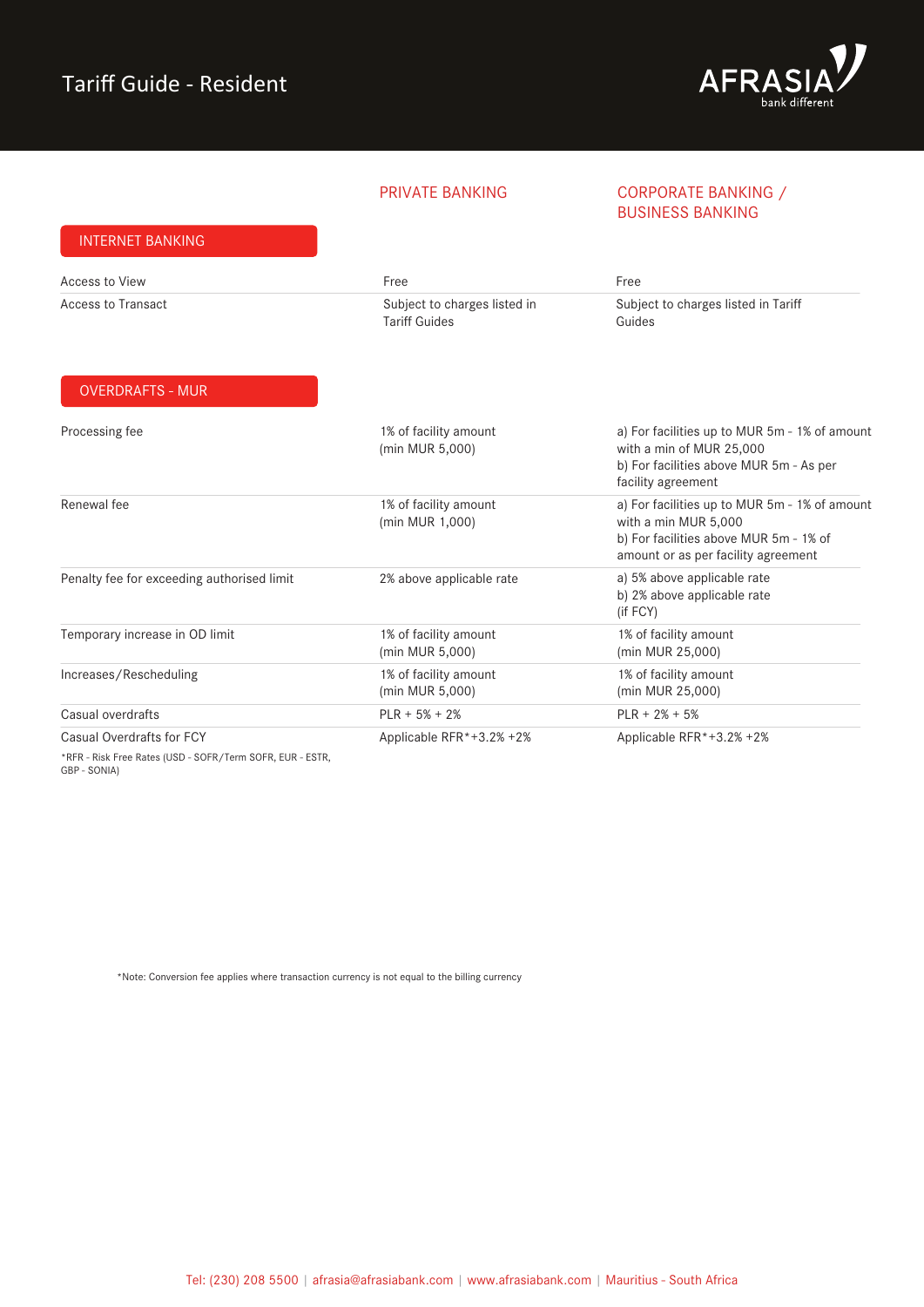# Tariff Guide - Resident

| | PRIVATE BANKING | CORPORATE BANKING / BUSINESS BANKING |
|---|---|---|
| **INTERNET BANKING** | | |
| Access to View | Free | Free |
| Access to Transact | Subject to charges listed in Tariff Guides | Subject to charges listed in Tariff Guides |

| **OVERDRAFTS - MUR** | PRIVATE BANKING | CORPORATE BANKING / BUSINESS BANKING |
|---|---|---|
| Processing fee | 1% of facility amount (min MUR 5,000) | a) For facilities up to MUR 5m - 1% of amount with a min of MUR 25,000<br>b) For facilities above MUR 5m - As per facility agreement |
| Renewal fee | 1% of facility amount (min MUR 1,000) | a) For facilities up to MUR 5m - 1% of amount with a min MUR 5,000<br>b) For facilities above MUR 5m - 1% of amount or as per facility agreement |
| Penalty fee for exceeding authorised limit | 2% above applicable rate | a) 5% above applicable rate<br>b) 2% above applicable rate (if FCY) |
| Temporary increase in OD limit | 1% of facility amount (min MUR 5,000) | 1% of facility amount (min MUR 25,000) |
| Increases/Rescheduling | 1% of facility amount (min MUR 5,000) | 1% of facility amount (min MUR 25,000) |
| Casual overdrafts | PLR + 5% + 2% | PLR + 2% + 5% |
| Casual Overdrafts for FCY | Applicable RFR*+3.2% +2% | Applicable RFR*+3.2% +2% |

*RFR - Risk Free Rates (USD - SOFR/Term SOFR, EUR - ESTR, GBP - SONIA)

*Note: Conversion fee applies where transaction currency is not equal to the billing currency

Tel: (230) 208 5500 | afrasia@afrasiabank.com | www.afrasiabank.com | Mauritius - South Africa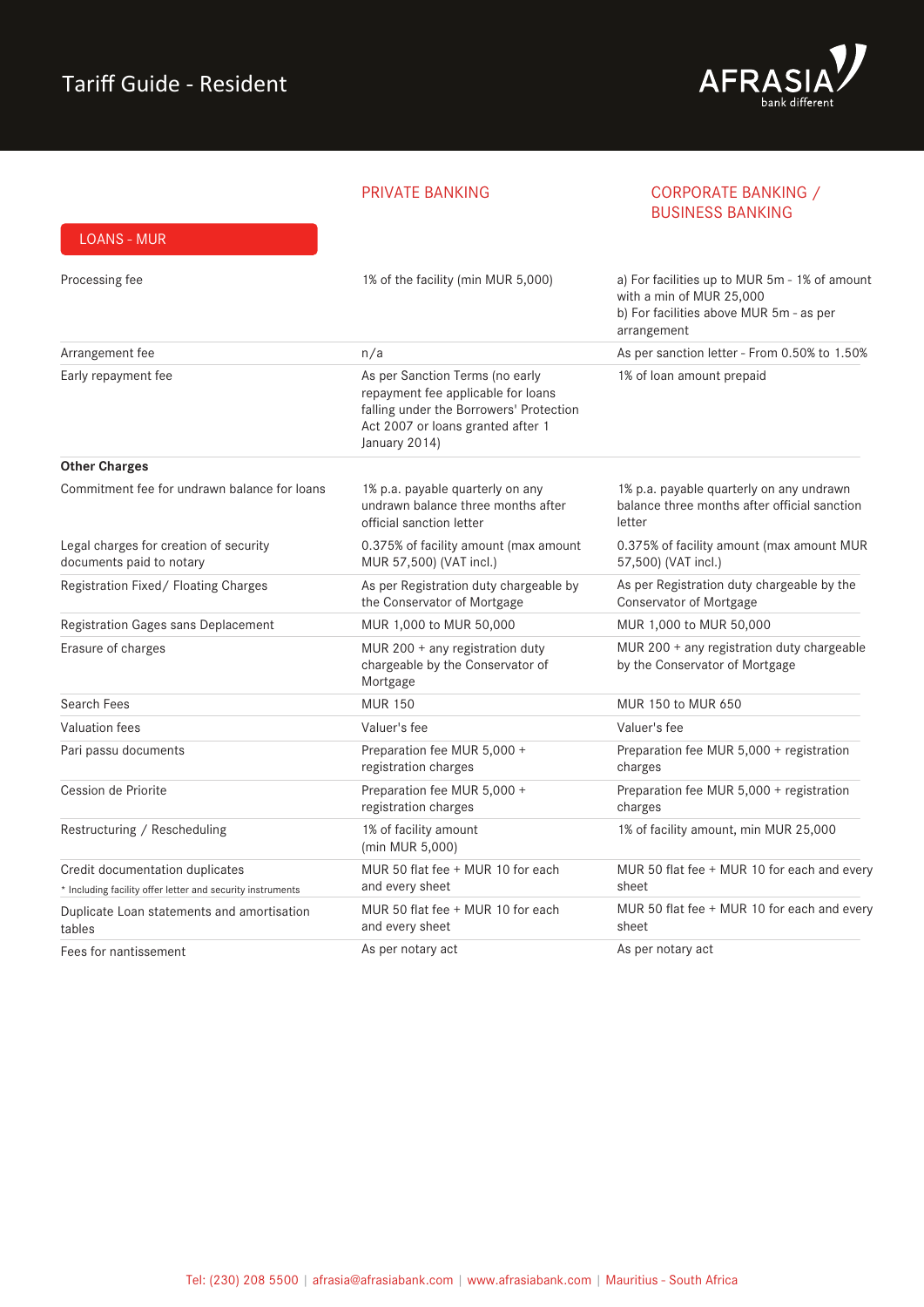# Tariff Guide - Resident

| LOANS - MUR | PRIVATE BANKING | CORPORATE BANKING / BUSINESS BANKING |
|---|---|---|
| Processing fee | 1% of the facility (min MUR 5,000) | a) For facilities up to MUR 5m - 1% of amount with a min of MUR 25,000<br>b) For facilities above MUR 5m - as per arrangement |
| Arrangement fee | n/a | As per sanction letter - From 0.50% to 1.50% |
| Early repayment fee | As per Sanction Terms (no early repayment fee applicable for loans falling under the Borrowers' Protection Act 2007 or loans granted after 1 January 2014) | 1% of loan amount prepaid |
| **Other Charges** | | |
| Commitment fee for undrawn balance for loans | 1% p.a. payable quarterly on any undrawn balance three months after official sanction letter | 1% p.a. payable quarterly on any undrawn balance three months after official sanction letter |
| Legal charges for creation of security documents paid to notary | 0.375% of facility amount (max amount MUR 57,500) (VAT incl.) | 0.375% of facility amount (max amount MUR 57,500) (VAT incl.) |
| Registration Fixed/ Floating Charges | As per Registration duty chargeable by the Conservator of Mortgage | As per Registration duty chargeable by the Conservator of Mortgage |
| Registration Gages sans Deplacement | MUR 1,000 to MUR 50,000 | MUR 1,000 to MUR 50,000 |
| Erasure of charges | MUR 200 + any registration duty chargeable by the Conservator of Mortgage | MUR 200 + any registration duty chargeable by the Conservator of Mortgage |
| Search Fees | MUR 150 | MUR 150 to MUR 650 |
| Valuation fees | Valuer's fee | Valuer's fee |
| Pari passu documents | Preparation fee MUR 5,000 + registration charges | Preparation fee MUR 5,000 + registration charges |
| Cession de Priorite | Preparation fee MUR 5,000 + registration charges | Preparation fee MUR 5,000 + registration charges |
| Restructuring / Rescheduling | 1% of facility amount (min MUR 5,000) | 1% of facility amount, min MUR 25,000 |
| Credit documentation duplicates<br>* Including facility offer letter and security instruments | MUR 50 flat fee + MUR 10 for each and every sheet | MUR 50 flat fee + MUR 10 for each and every sheet |
| Duplicate Loan statements and amortisation tables | MUR 50 flat fee + MUR 10 for each and every sheet | MUR 50 flat fee + MUR 10 for each and every sheet |
| Fees for nantissement | As per notary act | As per notary act |

Tel: (230) 208 5500 | afrasia@afrasiabank.com | www.afrasiabank.com | Mauritius - South Africa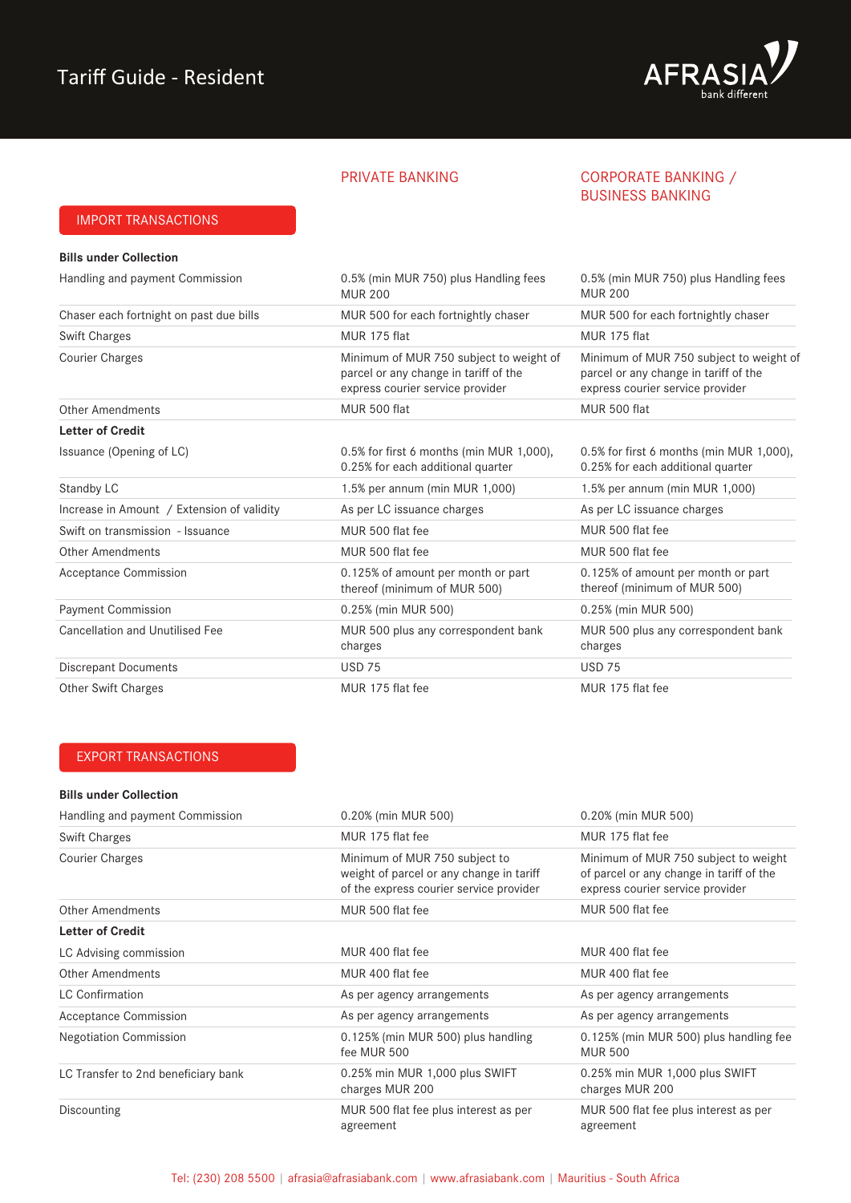# Tariff Guide - Resident

## IMPORT TRANSACTIONS

| | PRIVATE BANKING | CORPORATE BANKING / BUSINESS BANKING |
|---|---|---|
| **Bills under Collection** | | |
| Handling and payment Commission | 0.5% (min MUR 750) plus Handling fees MUR 200 | 0.5% (min MUR 750) plus Handling fees MUR 200 |
| Chaser each fortnight on past due bills | MUR 500 for each fortnightly chaser | MUR 500 for each fortnightly chaser |
| Swift Charges | MUR 175 flat | MUR 175 flat |
| Courier Charges | Minimum of MUR 750 subject to weight of parcel or any change in tariff of the express courier service provider | Minimum of MUR 750 subject to weight of parcel or any change in tariff of the express courier service provider |
| Other Amendments | MUR 500 flat | MUR 500 flat |
| **Letter of Credit** | | |
| Issuance (Opening of LC) | 0.5% for first 6 months (min MUR 1,000), 0.25% for each additional quarter | 0.5% for first 6 months (min MUR 1,000), 0.25% for each additional quarter |
| Standby LC | 1.5% per annum (min MUR 1,000) | 1.5% per annum (min MUR 1,000) |
| Increase in Amount / Extension of validity | As per LC issuance charges | As per LC issuance charges |
| Swift on transmission - Issuance | MUR 500 flat fee | MUR 500 flat fee |
| Other Amendments | MUR 500 flat fee | MUR 500 flat fee |
| Acceptance Commission | 0.125% of amount per month or part thereof (minimum of MUR 500) | 0.125% of amount per month or part thereof (minimum of MUR 500) |
| Payment Commission | 0.25% (min MUR 500) | 0.25% (min MUR 500) |
| Cancellation and Unutilised Fee | MUR 500 plus any correspondent bank charges | MUR 500 plus any correspondent bank charges |
| Discrepant Documents | USD 75 | USD 75 |
| Other Swift Charges | MUR 175 flat fee | MUR 175 flat fee |

## EXPORT TRANSACTIONS

| | PRIVATE BANKING | CORPORATE BANKING / BUSINESS BANKING |
|---|---|---|
| **Bills under Collection** | | |
| Handling and payment Commission | 0.20% (min MUR 500) | 0.20% (min MUR 500) |
| Swift Charges | MUR 175 flat fee | MUR 175 flat fee |
| Courier Charges | Minimum of MUR 750 subject to weight of parcel or any change in tariff of the express courier service provider | Minimum of MUR 750 subject to weight of parcel or any change in tariff of the express courier service provider |
| Other Amendments | MUR 500 flat fee | MUR 500 flat fee |
| **Letter of Credit** | | |
| LC Advising commission | MUR 400 flat fee | MUR 400 flat fee |
| Other Amendments | MUR 400 flat fee | MUR 400 flat fee |
| LC Confirmation | As per agency arrangements | As per agency arrangements |
| Acceptance Commission | As per agency arrangements | As per agency arrangements |
| Negotiation Commission | 0.125% (min MUR 500) plus handling fee MUR 500 | 0.125% (min MUR 500) plus handling fee MUR 500 |
| LC Transfer to 2nd beneficiary bank | 0.25% min MUR 1,000 plus SWIFT charges MUR 200 | 0.25% min MUR 1,000 plus SWIFT charges MUR 200 |
| Discounting | MUR 500 flat fee plus interest as per agreement | MUR 500 flat fee plus interest as per agreement |

Tel: (230) 208 5500 | afrasia@afrasiabank.com | www.afrasiabank.com | Mauritius - South Africa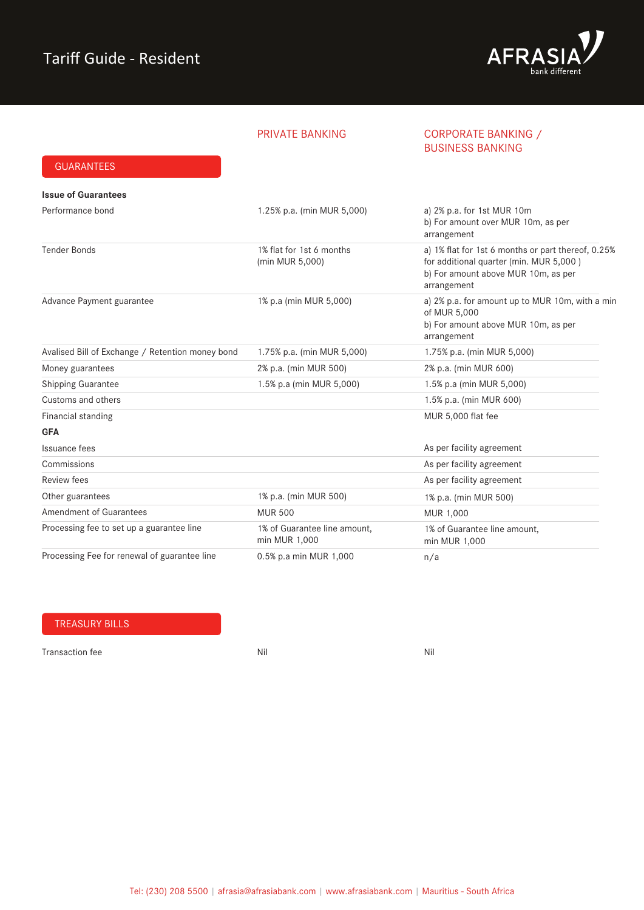# Tariff Guide - Resident

## GUARANTEES

| | PRIVATE BANKING | CORPORATE BANKING / BUSINESS BANKING |
|---|---|---|
| **Issue of Guarantees** | | |
| Performance bond | 1.25% p.a. (min MUR 5,000) | a) 2% p.a. for 1st MUR 10m<br>b) For amount over MUR 10m, as per arrangement |
| Tender Bonds | 1% flat for 1st 6 months (min MUR 5,000) | a) 1% flat for 1st 6 months or part thereof, 0.25% for additional quarter (min. MUR 5,000 )<br>b) For amount above MUR 10m, as per arrangement |
| Advance Payment guarantee | 1% p.a (min MUR 5,000) | a) 2% p.a. for amount up to MUR 10m, with a min of MUR 5,000<br>b) For amount above MUR 10m, as per arrangement |
| Avalised Bill of Exchange / Retention money bond | 1.75% p.a. (min MUR 5,000) | 1.75% p.a. (min MUR 5,000) |
| Money guarantees | 2% p.a. (min MUR 500) | 2% p.a. (min MUR 600) |
| Shipping Guarantee | 1.5% p.a (min MUR 5,000) | 1.5% p.a (min MUR 5,000) |
| Customs and others | | 1.5% p.a. (min MUR 600) |
| Financial standing | | MUR 5,000 flat fee |
| **GFA** | | |
| Issuance fees | | As per facility agreement |
| Commissions | | As per facility agreement |
| Review fees | | As per facility agreement |
| Other guarantees | 1% p.a. (min MUR 500) | 1% p.a. (min MUR 500) |
| Amendment of Guarantees | MUR 500 | MUR 1,000 |
| Processing fee to set up a guarantee line | 1% of Guarantee line amount, min MUR 1,000 | 1% of Guarantee line amount, min MUR 1,000 |
| Processing Fee for renewal of guarantee line | 0.5% p.a min MUR 1,000 | n/a |

## TREASURY BILLS

| | PRIVATE BANKING | CORPORATE BANKING / BUSINESS BANKING |
|---|---|---|
| Transaction fee | Nil | Nil |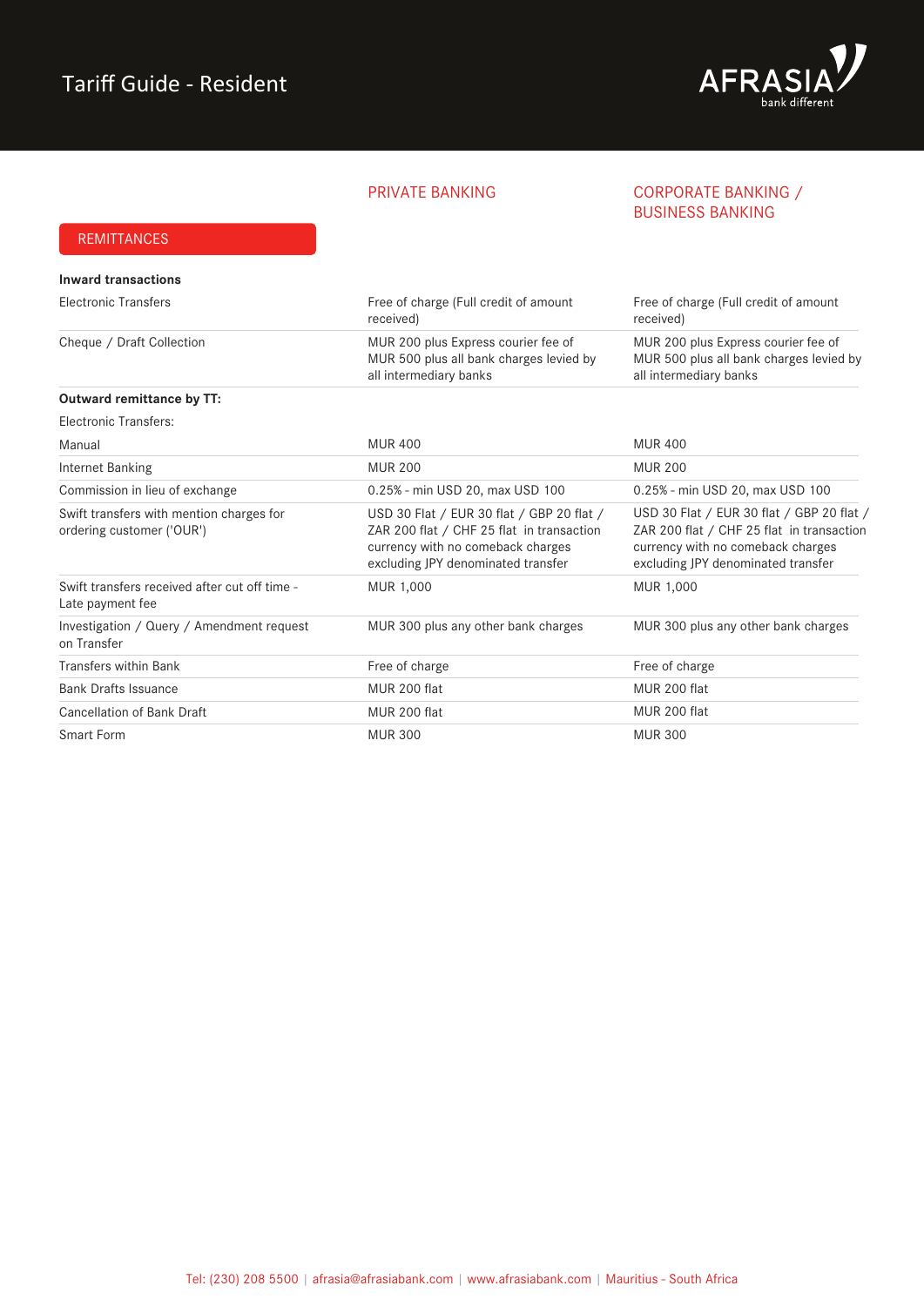# Tariff Guide - Resident

| REMITTANCES | PRIVATE BANKING | CORPORATE BANKING / BUSINESS BANKING |
|---|---|---|
| **Inward transactions** | | |
| Electronic Transfers | Free of charge (Full credit of amount received) | Free of charge (Full credit of amount received) |
| Cheque / Draft Collection | MUR 200 plus Express courier fee of MUR 500 plus all bank charges levied by all intermediary banks | MUR 200 plus Express courier fee of MUR 500 plus all bank charges levied by all intermediary banks |
| **Outward remittance by TT:** | | |
| Electronic Transfers: | | |
| Manual | MUR 400 | MUR 400 |
| Internet Banking | MUR 200 | MUR 200 |
| Commission in lieu of exchange | 0.25% - min USD 20, max USD 100 | 0.25% - min USD 20, max USD 100 |
| Swift transfers with mention charges for ordering customer ('OUR') | USD 30 Flat / EUR 30 flat / GBP 20 flat / ZAR 200 flat / CHF 25 flat in transaction currency with no comeback charges excluding JPY denominated transfer | USD 30 Flat / EUR 30 flat / GBP 20 flat / ZAR 200 flat / CHF 25 flat in transaction currency with no comeback charges excluding JPY denominated transfer |
| Swift transfers received after cut off time - Late payment fee | MUR 1,000 | MUR 1,000 |
| Investigation / Query / Amendment request on Transfer | MUR 300 plus any other bank charges | MUR 300 plus any other bank charges |
| Transfers within Bank | Free of charge | Free of charge |
| Bank Drafts Issuance | MUR 200 flat | MUR 200 flat |
| Cancellation of Bank Draft | MUR 200 flat | MUR 200 flat |
| Smart Form | MUR 300 | MUR 300 |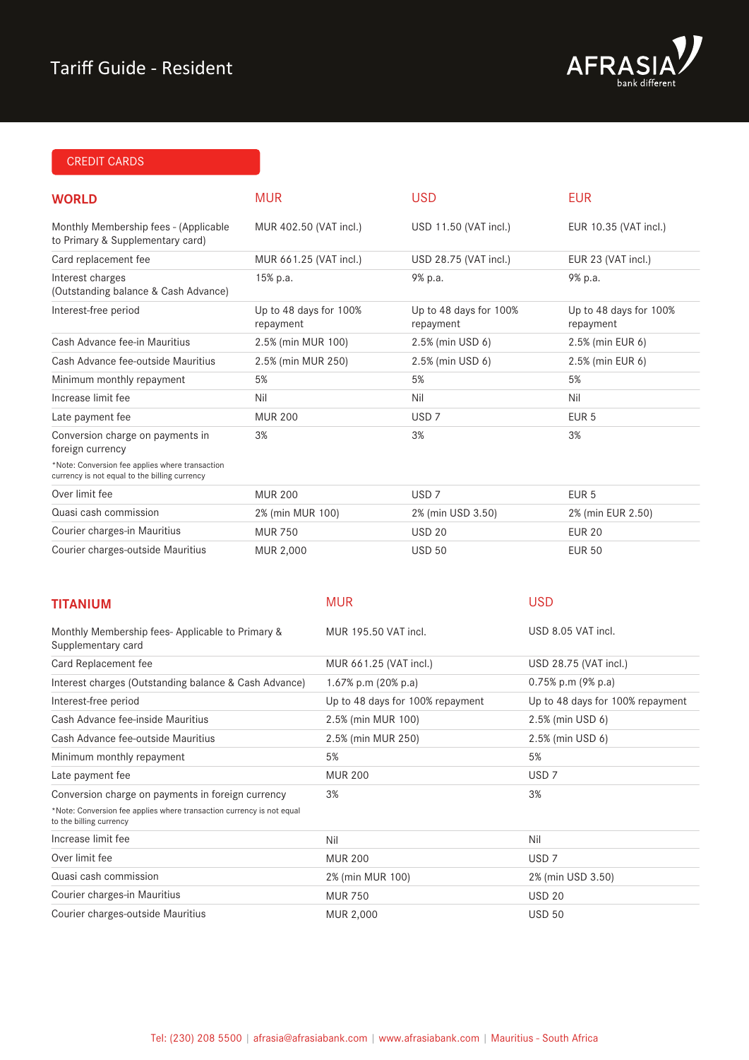# Tariff Guide - Resident

AFRASIA bank different

## CREDIT CARDS

| WORLD | MUR | USD | EUR |
|---|---|---|---|
| Monthly Membership fees - (Applicable to Primary & Supplementary card) | MUR 402.50 (VAT incl.) | USD 11.50 (VAT incl.) | EUR 10.35 (VAT incl.) |
| Card replacement fee | MUR 661.25 (VAT incl.) | USD 28.75 (VAT incl.) | EUR 23 (VAT incl.) |
| Interest charges (Outstanding balance & Cash Advance) | 15% p.a. | 9% p.a. | 9% p.a. |
| Interest-free period | Up to 48 days for 100% repayment | Up to 48 days for 100% repayment | Up to 48 days for 100% repayment |
| Cash Advance fee-in Mauritius | 2.5% (min MUR 100) | 2.5% (min USD 6) | 2.5% (min EUR 6) |
| Cash Advance fee-outside Mauritius | 2.5% (min MUR 250) | 2.5% (min USD 6) | 2.5% (min EUR 6) |
| Minimum monthly repayment | 5% | 5% | 5% |
| Increase limit fee | Nil | Nil | Nil |
| Late payment fee | MUR 200 | USD 7 | EUR 5 |
| Conversion charge on payments in foreign currency<br>*Note: Conversion fee applies where transaction currency is not equal to the billing currency | 3% | 3% | 3% |
| Over limit fee | MUR 200 | USD 7 | EUR 5 |
| Quasi cash commission | 2% (min MUR 100) | 2% (min USD 3.50) | 2% (min EUR 2.50) |
| Courier charges-in Mauritius | MUR 750 | USD 20 | EUR 20 |
| Courier charges-outside Mauritius | MUR 2,000 | USD 50 | EUR 50 |

| TITANIUM | MUR | USD |
|---|---|---|
| Monthly Membership fees- Applicable to Primary & Supplementary card | MUR 195.50 VAT incl. | USD 8.05 VAT incl. |
| Card Replacement fee | MUR 661.25 (VAT incl.) | USD 28.75 (VAT incl.) |
| Interest charges (Outstanding balance & Cash Advance) | 1.67% p.m (20% p.a) | 0.75% p.m (9% p.a) |
| Interest-free period | Up to 48 days for 100% repayment | Up to 48 days for 100% repayment |
| Cash Advance fee-inside Mauritius | 2.5% (min MUR 100) | 2.5% (min USD 6) |
| Cash Advance fee-outside Mauritius | 2.5% (min MUR 250) | 2.5% (min USD 6) |
| Minimum monthly repayment | 5% | 5% |
| Late payment fee | MUR 200 | USD 7 |
| Conversion charge on payments in foreign currency<br>*Note: Conversion fee applies where transaction currency is not equal to the billing currency | 3% | 3% |
| Increase limit fee | Nil | Nil |
| Over limit fee | MUR 200 | USD 7 |
| Quasi cash commission | 2% (min MUR 100) | 2% (min USD 3.50) |
| Courier charges-in Mauritius | MUR 750 | USD 20 |
| Courier charges-outside Mauritius | MUR 2,000 | USD 50 |

Tel: (230) 208 5500 | afrasia@afrasiabank.com | www.afrasiabank.com | Mauritius - South Africa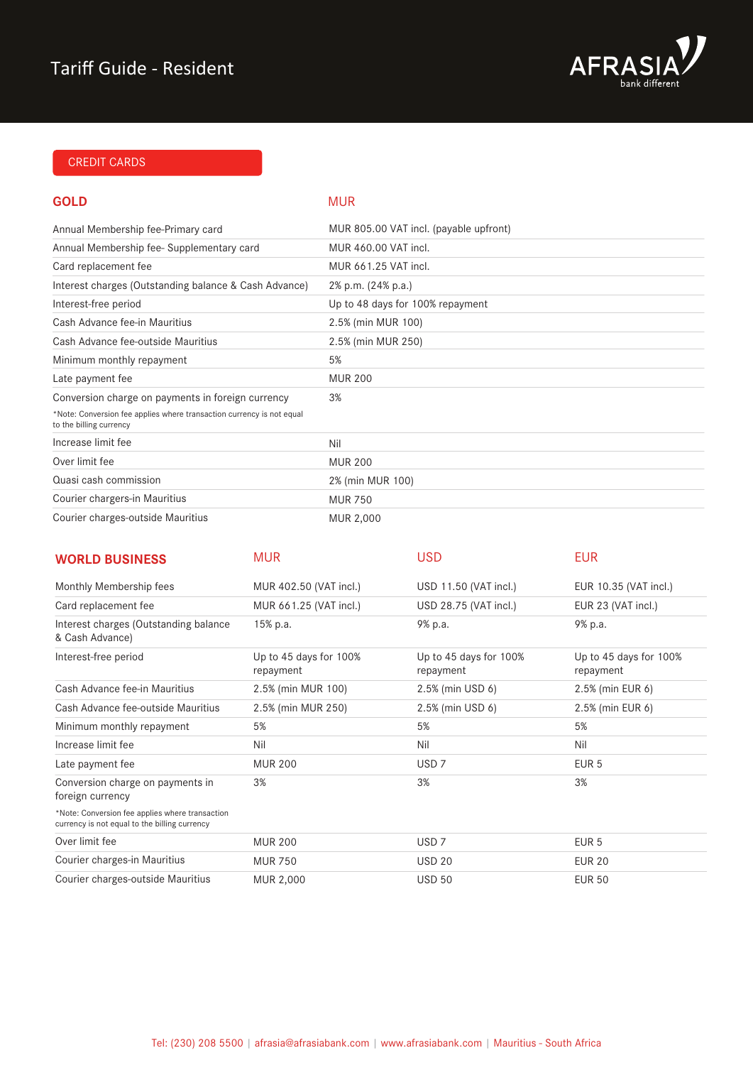# Tariff Guide - Resident

## CREDIT CARDS

| GOLD | MUR |
|---|---|
| Annual Membership fee-Primary card | MUR 805.00 VAT incl. (payable upfront) |
| Annual Membership fee- Supplementary card | MUR 460.00 VAT incl. |
| Card replacement fee | MUR 661.25 VAT incl. |
| Interest charges (Outstanding balance & Cash Advance) | 2% p.m. (24% p.a.) |
| Interest-free period | Up to 48 days for 100% repayment |
| Cash Advance fee-in Mauritius | 2.5% (min MUR 100) |
| Cash Advance fee-outside Mauritius | 2.5% (min MUR 250) |
| Minimum monthly repayment | 5% |
| Late payment fee | MUR 200 |
| Conversion charge on payments in foreign currency<br>*Note: Conversion fee applies where transaction currency is not equal to the billing currency | 3% |
| Increase limit fee | Nil |
| Over limit fee | MUR 200 |
| Quasi cash commission | 2% (min MUR 100) |
| Courier chargers-in Mauritius | MUR 750 |
| Courier charges-outside Mauritius | MUR 2,000 |

| WORLD BUSINESS | MUR | USD | EUR |
|---|---|---|---|
| Monthly Membership fees | MUR 402.50 (VAT incl.) | USD 11.50 (VAT incl.) | EUR 10.35 (VAT incl.) |
| Card replacement fee | MUR 661.25 (VAT incl.) | USD 28.75 (VAT incl.) | EUR 23 (VAT incl.) |
| Interest charges (Outstanding balance & Cash Advance) | 15% p.a. | 9% p.a. | 9% p.a. |
| Interest-free period | Up to 45 days for 100% repayment | Up to 45 days for 100% repayment | Up to 45 days for 100% repayment |
| Cash Advance fee-in Mauritius | 2.5% (min MUR 100) | 2.5% (min USD 6) | 2.5% (min EUR 6) |
| Cash Advance fee-outside Mauritius | 2.5% (min MUR 250) | 2.5% (min USD 6) | 2.5% (min EUR 6) |
| Minimum monthly repayment | 5% | 5% | 5% |
| Increase limit fee | Nil | Nil | Nil |
| Late payment fee | MUR 200 | USD 7 | EUR 5 |
| Conversion charge on payments in foreign currency<br>*Note: Conversion fee applies where transaction currency is not equal to the billing currency | 3% | 3% | 3% |
| Over limit fee | MUR 200 | USD 7 | EUR 5 |
| Courier charges-in Mauritius | MUR 750 | USD 20 | EUR 20 |
| Courier charges-outside Mauritius | MUR 2,000 | USD 50 | EUR 50 |

Tel: (230) 208 5500 | afrasia@afrasiabank.com | www.afrasiabank.com | Mauritius - South Africa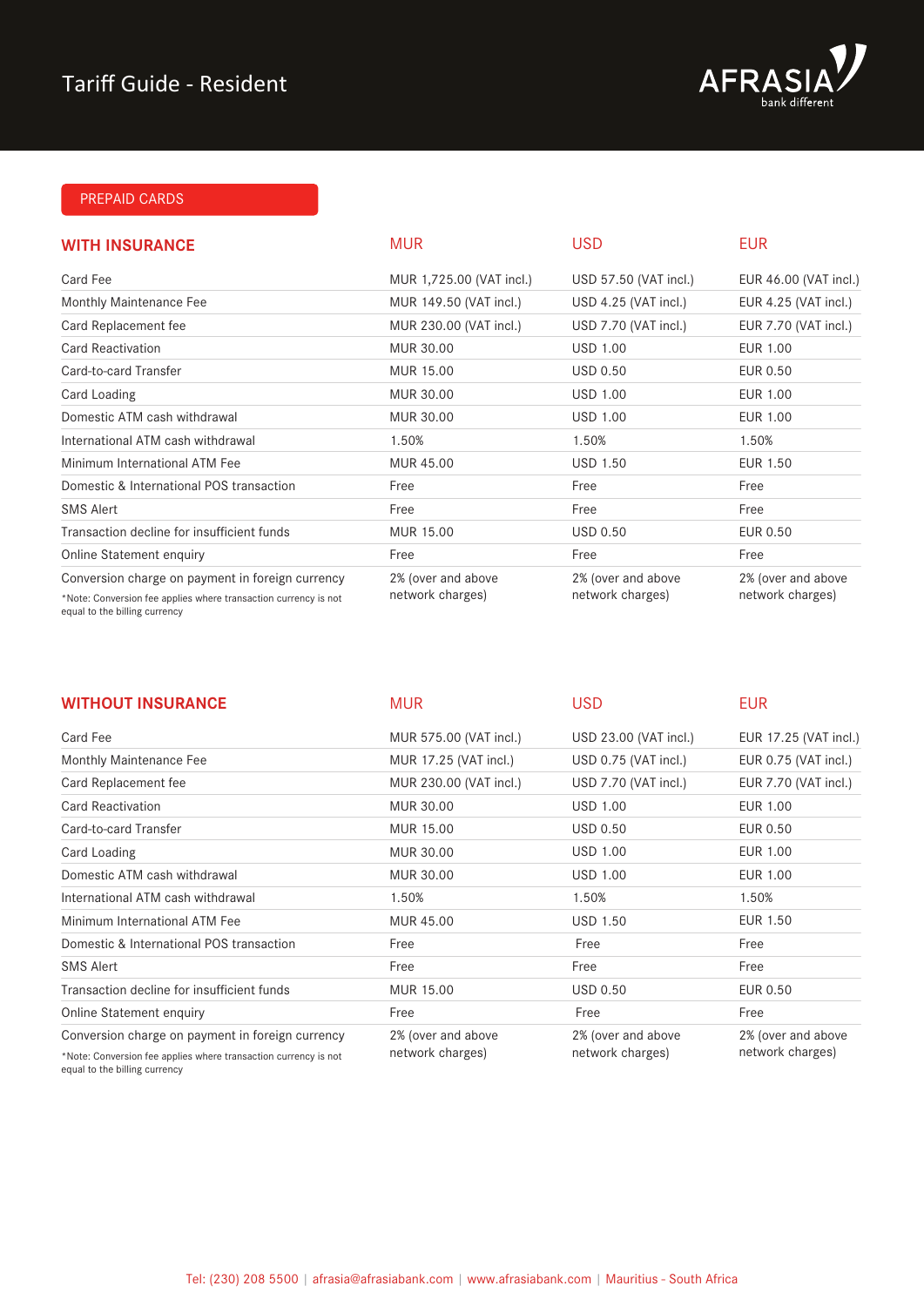# Tariff Guide - Resident

## PREPAID CARDS

| WITH INSURANCE | MUR | USD | EUR |
|---|---|---|---|
| Card Fee | MUR 1,725.00 (VAT incl.) | USD 57.50 (VAT incl.) | EUR 46.00 (VAT incl.) |
| Monthly Maintenance Fee | MUR 149.50 (VAT incl.) | USD 4.25 (VAT incl.) | EUR 4.25 (VAT incl.) |
| Card Replacement fee | MUR 230.00 (VAT incl.) | USD 7.70 (VAT incl.) | EUR 7.70 (VAT incl.) |
| Card Reactivation | MUR 30.00 | USD 1.00 | EUR 1.00 |
| Card-to-card Transfer | MUR 15.00 | USD 0.50 | EUR 0.50 |
| Card Loading | MUR 30.00 | USD 1.00 | EUR 1.00 |
| Domestic ATM cash withdrawal | MUR 30.00 | USD 1.00 | EUR 1.00 |
| International ATM cash withdrawal | 1.50% | 1.50% | 1.50% |
| Minimum International ATM Fee | MUR 45.00 | USD 1.50 | EUR 1.50 |
| Domestic & International POS transaction | Free | Free | Free |
| SMS Alert | Free | Free | Free |
| Transaction decline for insufficient funds | MUR 15.00 | USD 0.50 | EUR 0.50 |
| Online Statement enquiry | Free | Free | Free |
| Conversion charge on payment in foreign currency<br>*Note: Conversion fee applies where transaction currency is not equal to the billing currency | 2% (over and above network charges) | 2% (over and above network charges) | 2% (over and above network charges) |

| WITHOUT INSURANCE | MUR | USD | EUR |
|---|---|---|---|
| Card Fee | MUR 575.00 (VAT incl.) | USD 23.00 (VAT incl.) | EUR 17.25 (VAT incl.) |
| Monthly Maintenance Fee | MUR 17.25 (VAT incl.) | USD 0.75 (VAT incl.) | EUR 0.75 (VAT incl.) |
| Card Replacement fee | MUR 230.00 (VAT incl.) | USD 7.70 (VAT incl.) | EUR 7.70 (VAT incl.) |
| Card Reactivation | MUR 30.00 | USD 1.00 | EUR 1.00 |
| Card-to-card Transfer | MUR 15.00 | USD 0.50 | EUR 0.50 |
| Card Loading | MUR 30.00 | USD 1.00 | EUR 1.00 |
| Domestic ATM cash withdrawal | MUR 30.00 | USD 1.00 | EUR 1.00 |
| International ATM cash withdrawal | 1.50% | 1.50% | 1.50% |
| Minimum International ATM Fee | MUR 45.00 | USD 1.50 | EUR 1.50 |
| Domestic & International POS transaction | Free | Free | Free |
| SMS Alert | Free | Free | Free |
| Transaction decline for insufficient funds | MUR 15.00 | USD 0.50 | EUR 0.50 |
| Online Statement enquiry | Free | Free | Free |
| Conversion charge on payment in foreign currency<br>*Note: Conversion fee applies where transaction currency is not equal to the billing currency | 2% (over and above network charges) | 2% (over and above network charges) | 2% (over and above network charges) |

Tel: (230) 208 5500 | afrasia@afrasiabank.com | www.afrasiabank.com | Mauritius - South Africa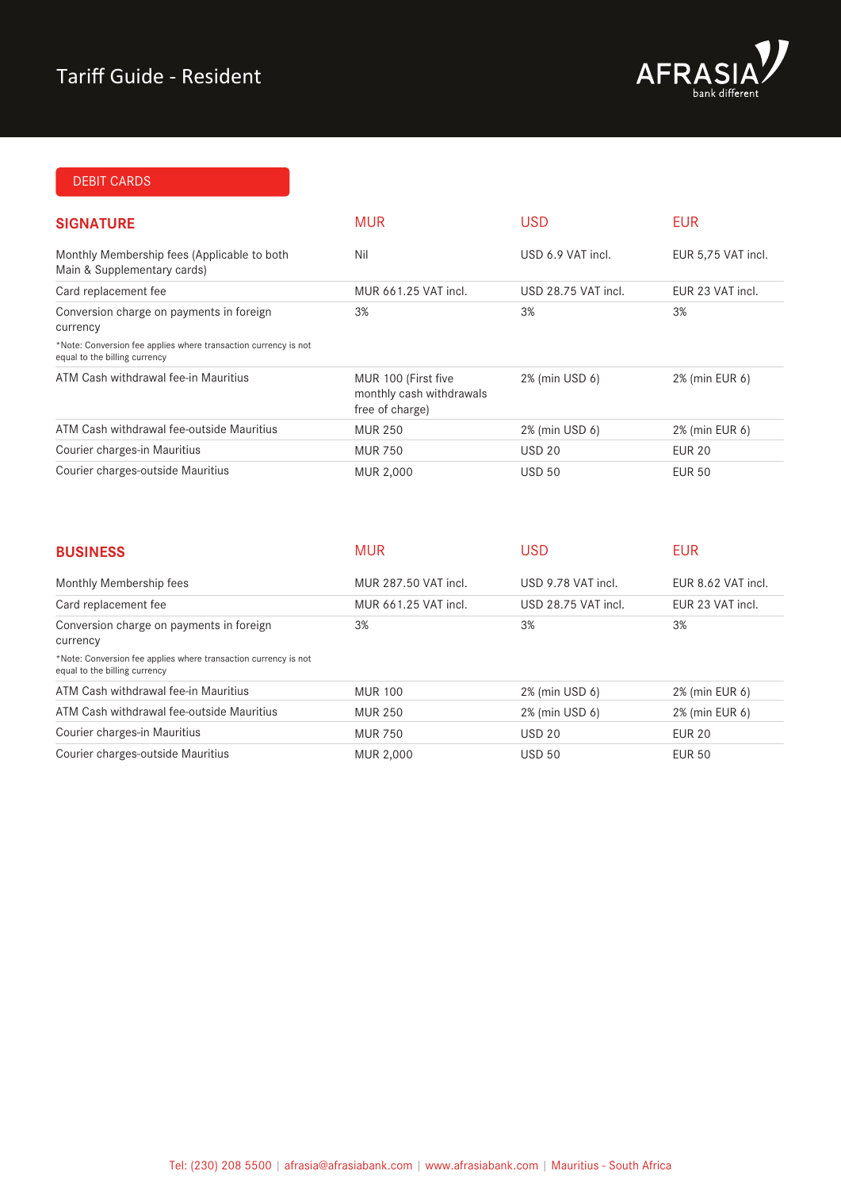# Tariff Guide - Resident

## DEBIT CARDS

| SIGNATURE | MUR | USD | EUR |
|---|---|---|---|
| Monthly Membership fees (Applicable to both Main & Supplementary cards) | Nil | USD 6.9 VAT incl. | EUR 5,75 VAT incl. |
| Card replacement fee | MUR 661.25 VAT incl. | USD 28.75 VAT incl. | EUR 23 VAT incl. |
| Conversion charge on payments in foreign currency<br>*Note: Conversion fee applies where transaction currency is not equal to the billing currency | 3% | 3% | 3% |
| ATM Cash withdrawal fee-in Mauritius | MUR 100 (First five monthly cash withdrawals free of charge) | 2% (min USD 6) | 2% (min EUR 6) |
| ATM Cash withdrawal fee-outside Mauritius | MUR 250 | 2% (min USD 6) | 2% (min EUR 6) |
| Courier charges-in Mauritius | MUR 750 | USD 20 | EUR 20 |
| Courier charges-outside Mauritius | MUR 2,000 | USD 50 | EUR 50 |

| BUSINESS | MUR | USD | EUR |
|---|---|---|---|
| Monthly Membership fees | MUR 287.50 VAT incl. | USD 9.78 VAT incl. | EUR 8.62 VAT incl. |
| Card replacement fee | MUR 661.25 VAT incl. | USD 28.75 VAT incl. | EUR 23 VAT incl. |
| Conversion charge on payments in foreign currency<br>*Note: Conversion fee applies where transaction currency is not equal to the billing currency | 3% | 3% | 3% |
| ATM Cash withdrawal fee-in Mauritius | MUR 100 | 2% (min USD 6) | 2% (min EUR 6) |
| ATM Cash withdrawal fee-outside Mauritius | MUR 250 | 2% (min USD 6) | 2% (min EUR 6) |
| Courier charges-in Mauritius | MUR 750 | USD 20 | EUR 20 |
| Courier charges-outside Mauritius | MUR 2,000 | USD 50 | EUR 50 |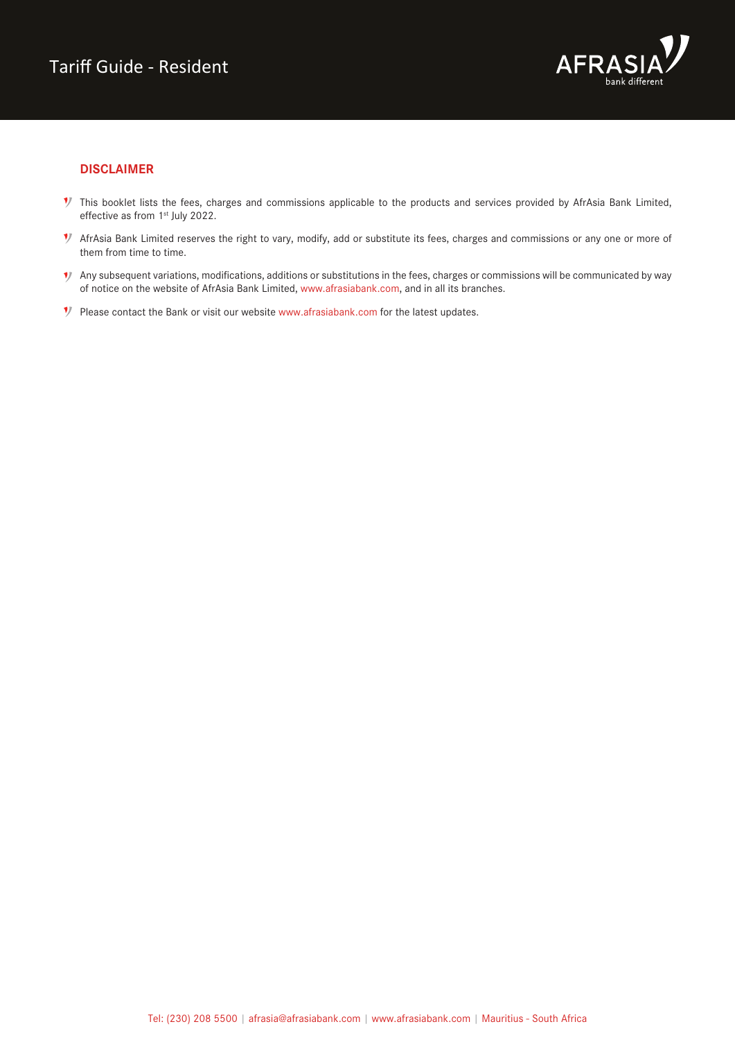## DISCLAIMER

- This booklet lists the fees, charges and commissions applicable to the products and services provided by AfrAsia Bank Limited, effective as from 1st July 2022.
- AfrAsia Bank Limited reserves the right to vary, modify, add or substitute its fees, charges and commissions or any one or more of them from time to time.
- Any subsequent variations, modifications, additions or substitutions in the fees, charges or commissions will be communicated by way of notice on the website of AfrAsia Bank Limited, www.afrasiabank.com, and in all its branches.
- Please contact the Bank or visit our website www.afrasiabank.com for the latest updates.